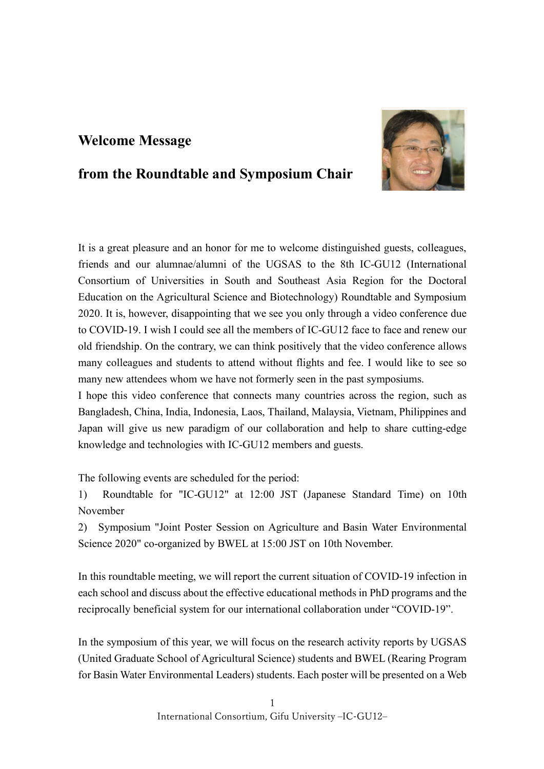## Welcome Message

## from the Roundtable and Symposium Chair

It is a great pleasure and an honor for me to welcome distinguished guests, colleagues, friends and our alumnae/alumni of the UGSAS to the 8th IC-GU12 (International Consortium of Universities in South and Southeast Asia Region for the Doctoral Education on the Agricultural Science and Biotechnology) Roundtable and Symposium 2020. It is, however, disappointing that we see you only through a video conference due to COVID-19. I wish I could see all the members of IC-GU12 face to face and renew our old friendship. On the contrary, we can think positively that the video conference allows many colleagues and students to attend without flights and fee. I would like to see so many new attendees whom we have not formerly seen in the past symposiums.

I hope this video conference that connects many countries across the region, such as Bangladesh, China, India, Indonesia, Laos, Thailand, Malaysia, Vietnam, Philippines and Japan will give us new paradigm of our collaboration and help to share cutting-edge knowledge and technologies with IC-GU12 members and guests.

The following events are scheduled for the period:

1) Roundtable for "IC-GU12" at 12:00 JST (Japanese Standard Time) on 10th November
2) Symposium "Joint Poster Session on Agriculture and Basin Water Environmental Science 2020" co-organized by BWEL at 15:00 JST on 10th November.

In this roundtable meeting, we will report the current situation of COVID-19 infection in each school and discuss about the effective educational methods in PhD programs and the reciprocally beneficial system for our international collaboration under "COVID-19".

In the symposium of this year, we will focus on the research activity reports by UGSAS (United Graduate School of Agricultural Science) students and BWEL (Rearing Program for Basin Water Environmental Leaders) students. Each poster will be presented on a Web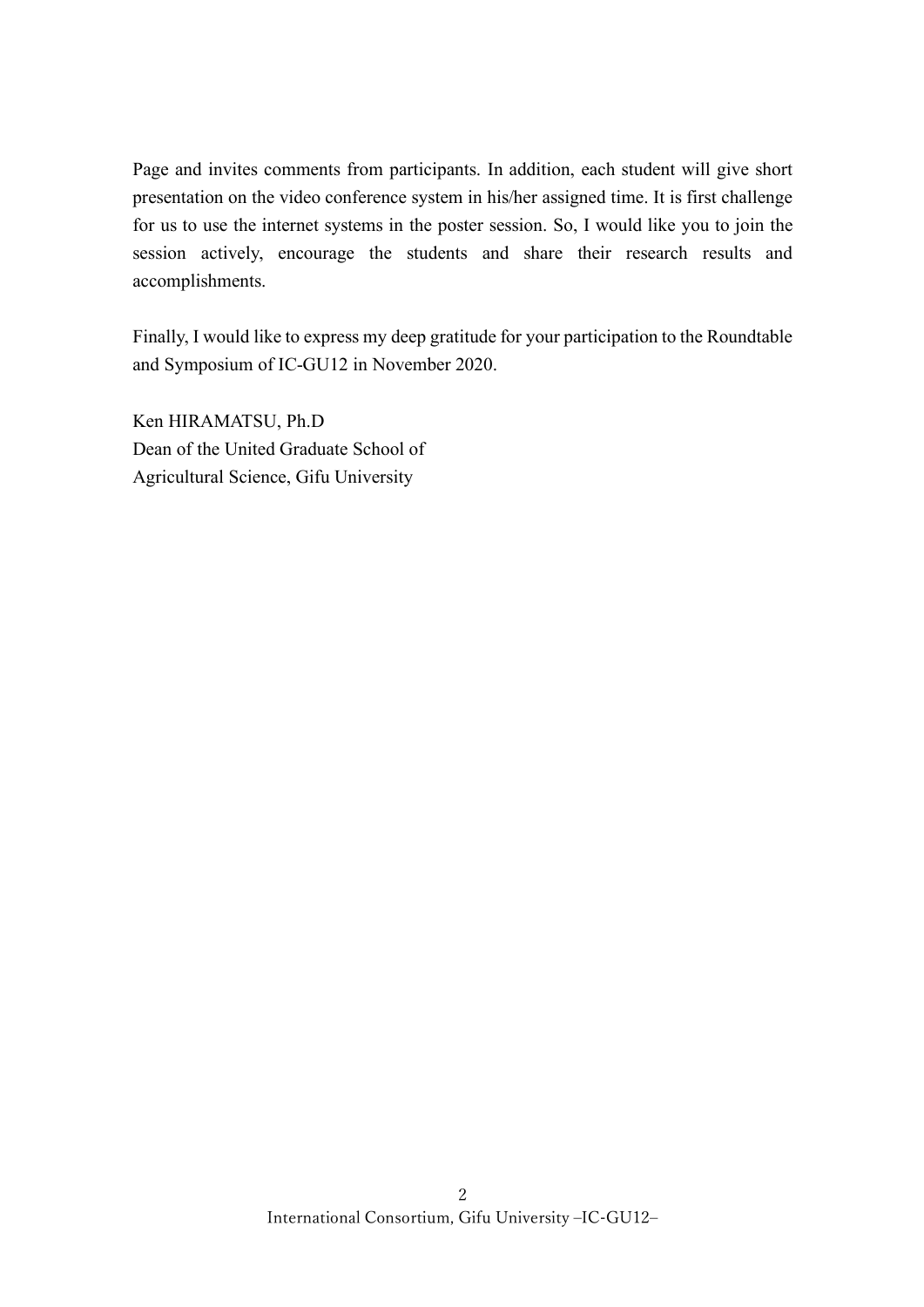Page and invites comments from participants. In addition, each student will give short presentation on the video conference system in his/her assigned time. It is first challenge for us to use the internet systems in the poster session. So, I would like you to join the session actively, encourage the students and share their research results and accomplishments.

Finally, I would like to express my deep gratitude for your participation to the Roundtable and Symposium of IC-GU12 in November 2020.

Ken HIRAMATSU, Ph.D  
Dean of the United Graduate School of  
Agricultural Science, Gifu University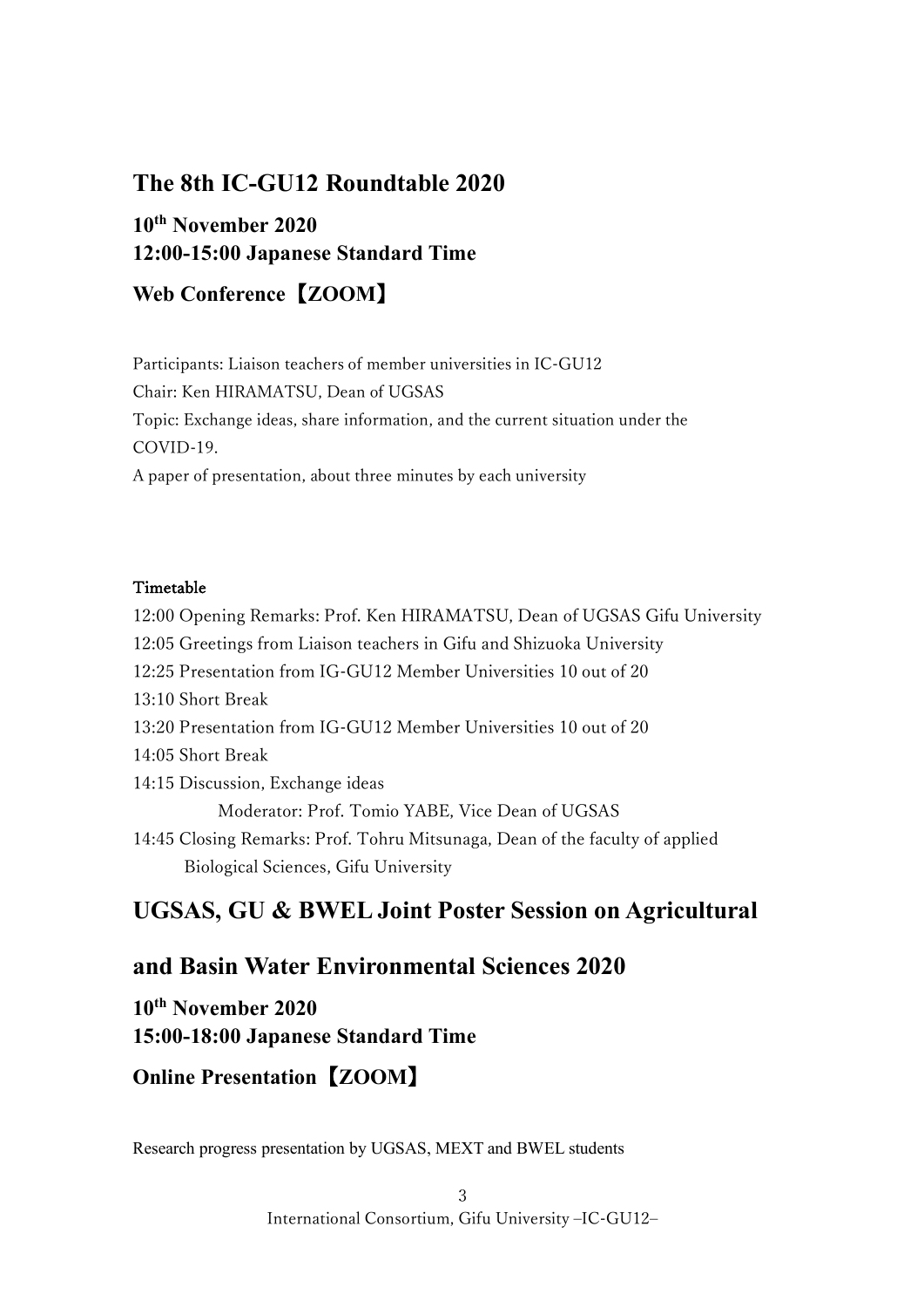## The 8th IC-GU12 Roundtable 2020

**10th November 2020**
**12:00-15:00 Japanese Standard Time**

**Web Conference【ZOOM】**

Participants: Liaison teachers of member universities in IC-GU12
Chair: Ken HIRAMATSU, Dean of UGSAS
Topic: Exchange ideas, share information, and the current situation under the COVID-19.
A paper of presentation, about three minutes by each university

**Timetable**

12:00 Opening Remarks: Prof. Ken HIRAMATSU, Dean of UGSAS Gifu University
12:05 Greetings from Liaison teachers in Gifu and Shizuoka University
12:25 Presentation from IG-GU12 Member Universities 10 out of 20
13:10 Short Break
13:20 Presentation from IG-GU12 Member Universities 10 out of 20
14:05 Short Break
14:15 Discussion, Exchange ideas
Moderator: Prof. Tomio YABE, Vice Dean of UGSAS
14:45 Closing Remarks: Prof. Tohru Mitsunaga, Dean of the faculty of applied Biological Sciences, Gifu University

## UGSAS, GU & BWEL Joint Poster Session on Agricultural and Basin Water Environmental Sciences 2020

**10th November 2020**
**15:00-18:00 Japanese Standard Time**

**Online Presentation【ZOOM】**

Research progress presentation by UGSAS, MEXT and BWEL students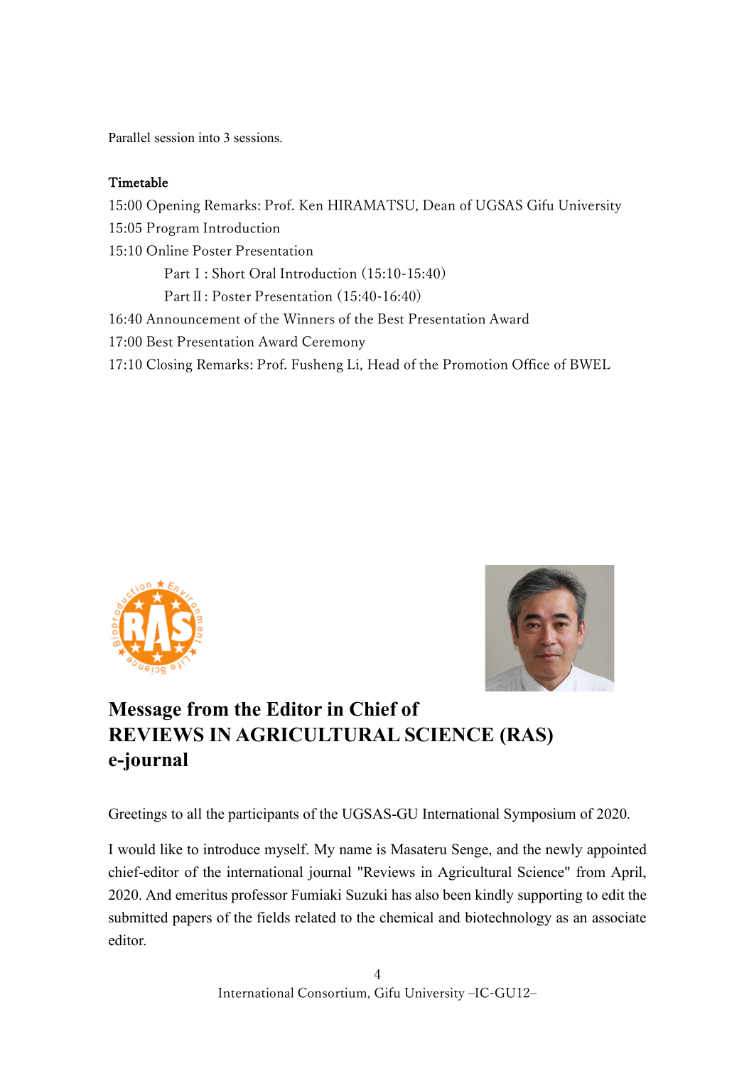Parallel session into 3 sessions.

Timetable

15:00 Opening Remarks: Prof. Ken HIRAMATSU, Dean of UGSAS Gifu University

15:05 Program Introduction

15:10 Online Poster Presentation

- Part I : Short Oral Introduction (15:10-15:40)
- Part II : Poster Presentation (15:40-16:40)

16:40 Announcement of the Winners of the Best Presentation Award

17:00 Best Presentation Award Ceremony

17:10 Closing Remarks: Prof. Fusheng Li, Head of the Promotion Office of BWEL

## Message from the Editor in Chief of REVIEWS IN AGRICULTURAL SCIENCE (RAS) e-journal

Greetings to all the participants of the UGSAS-GU International Symposium of 2020.

I would like to introduce myself. My name is Masateru Senge, and the newly appointed chief-editor of the international journal "Reviews in Agricultural Science" from April, 2020. And emeritus professor Fumiaki Suzuki has also been kindly supporting to edit the submitted papers of the fields related to the chemical and biotechnology as an associate editor.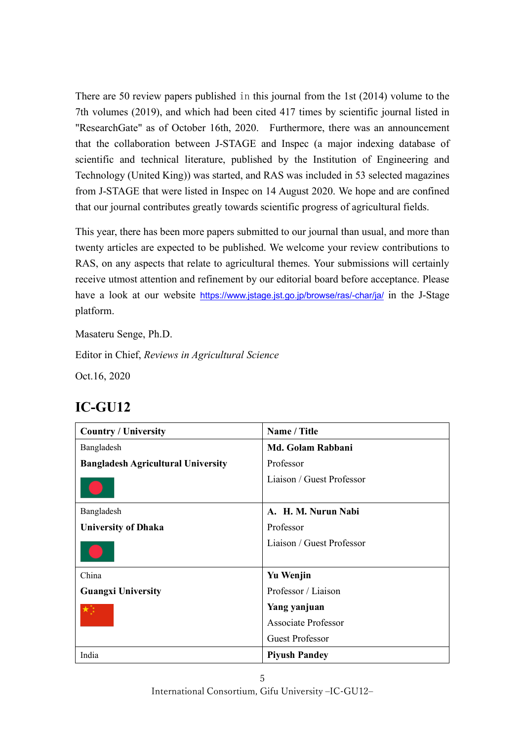There are 50 review papers published in this journal from the 1st (2014) volume to the 7th volumes (2019), and which had been cited 417 times by scientific journal listed in "ResearchGate" as of October 16th, 2020. Furthermore, there was an announcement that the collaboration between J-STAGE and Inspec (a major indexing database of scientific and technical literature, published by the Institution of Engineering and Technology (United King)) was started, and RAS was included in 53 selected magazines from J-STAGE that were listed in Inspec on 14 August 2020. We hope and are confined that our journal contributes greatly towards scientific progress of agricultural fields.

This year, there has been more papers submitted to our journal than usual, and more than twenty articles are expected to be published. We welcome your review contributions to RAS, on any aspects that relate to agricultural themes. Your submissions will certainly receive utmost attention and refinement by our editorial board before acceptance. Please have a look at our website https://www.jstage.jst.go.jp/browse/ras/-char/ja/ in the J-Stage platform.

Masateru Senge, Ph.D.

Editor in Chief, *Reviews in Agricultural Science*

Oct.16, 2020

## IC-GU12

| Country / University | Name / Title |
|---|---|
| Bangladesh<br>**Bangladesh Agricultural University** | **Md. Golam Rabbani**<br>Professor<br>Liaison / Guest Professor |
| Bangladesh<br>**University of Dhaka** | **A. H. M. Nurun Nabi**<br>Professor<br>Liaison / Guest Professor |
| China<br>**Guangxi University** | **Yu Wenjin**<br>Professor / Liaison<br>**Yang yanjuan**<br>Associate Professor<br>Guest Professor |
| India | **Piyush Pandey** |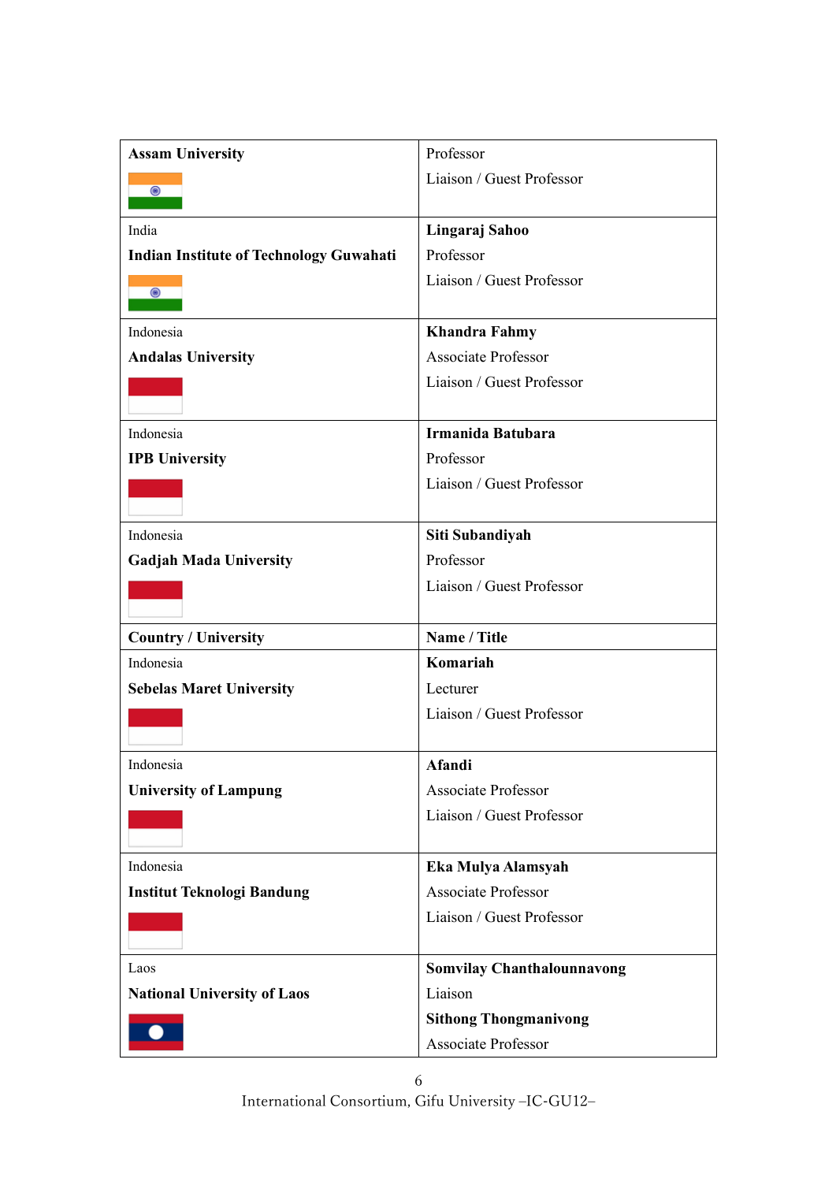| | |
|---|---|
| **Assam University** | Professor<br>Liaison / Guest Professor |
| India<br>**Indian Institute of Technology Guwahati** | **Lingaraj Sahoo**<br>Professor<br>Liaison / Guest Professor |
| Indonesia<br>**Andalas University** | **Khandra Fahmy**<br>Associate Professor<br>Liaison / Guest Professor |
| Indonesia<br>**IPB University** | **Irmanida Batubara**<br>Professor<br>Liaison / Guest Professor |
| Indonesia<br>**Gadjah Mada University** | **Siti Subandiyah**<br>Professor<br>Liaison / Guest Professor |

| **Country / University** | **Name / Title** |
|---|---|
| Indonesia<br>**Sebelas Maret University** | **Komariah**<br>Lecturer<br>Liaison / Guest Professor |
| Indonesia<br>**University of Lampung** | **Afandi**<br>Associate Professor<br>Liaison / Guest Professor |
| Indonesia<br>**Institut Teknologi Bandung** | **Eka Mulya Alamsyah**<br>Associate Professor<br>Liaison / Guest Professor |
| Laos<br>**National University of Laos** | **Somvilay Chanthalounnavong**<br>Liaison<br>**Sithong Thongmanivong**<br>Associate Professor |

International Consortium, Gifu University –IC-GU12–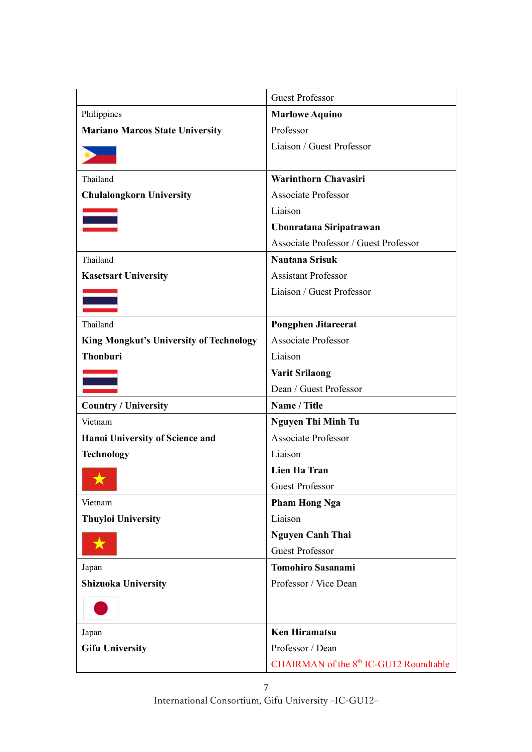| | |
|---|---|
| | Guest Professor |
| Philippines<br>**Mariano Marcos State University** | **Marlowe Aquino**<br>Professor<br>Liaison / Guest Professor |
| Thailand<br>**Chulalongkorn University** | **Warinthorn Chavasiri**<br>Associate Professor<br>Liaison<br>**Ubonratana Siripatrawan**<br>Associate Professor / Guest Professor |
| Thailand<br>**Kasetsart University** | **Nantana Srisuk**<br>Assistant Professor<br>Liaison / Guest Professor |
| Thailand<br>**King Mongkut's University of Technology Thonburi** | **Pongphen Jitareerat**<br>Associate Professor<br>Liaison<br>**Varit Srilaong**<br>Dean / Guest Professor |
| **Country / University** | **Name / Title** |
| Vietnam<br>**Hanoi University of Science and Technology** | **Nguyen Thi Minh Tu**<br>Associate Professor<br>Liaison<br>**Lien Ha Tran**<br>Guest Professor |
| Vietnam<br>**Thuyloi University** | **Pham Hong Nga**<br>Liaison<br>**Nguyen Canh Thai**<br>Guest Professor |
| Japan<br>**Shizuoka University** | **Tomohiro Sasanami**<br>Professor / Vice Dean |
| Japan<br>**Gifu University** | **Ken Hiramatsu**<br>Professor / Dean<br>CHAIRMAN of the 8th IC-GU12 Roundtable |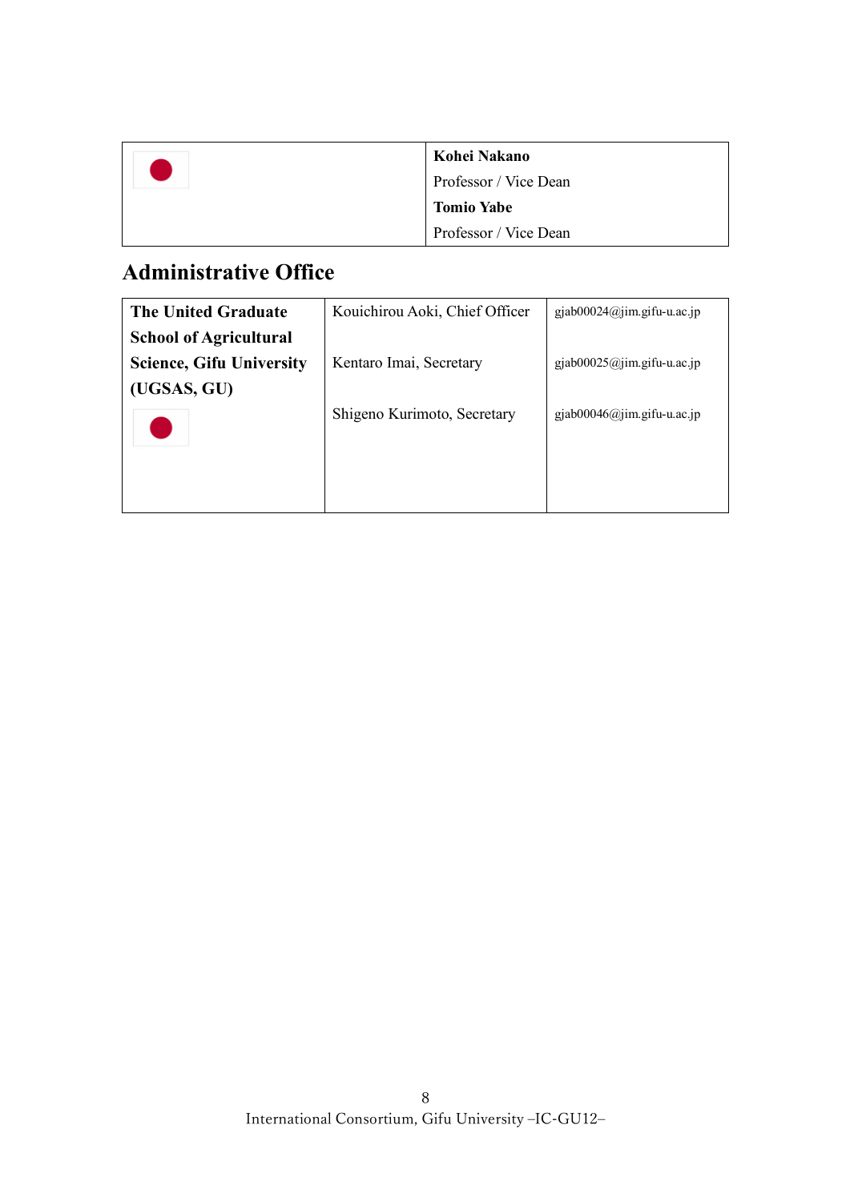| | |
|---|---|
| | **Kohei Nakano**<br>Professor / Vice Dean<br>**Tomio Yabe**<br>Professor / Vice Dean |

## Administrative Office

| | | |
|---|---|---|
| **The United Graduate School of Agricultural Science, Gifu University (UGSAS, GU)** | Kouichirou Aoki, Chief Officer<br><br>Kentaro Imai, Secretary<br><br>Shigeno Kurimoto, Secretary | gjab00024@jim.gifu-u.ac.jp<br><br>gjab00025@jim.gifu-u.ac.jp<br><br>gjab00046@jim.gifu-u.ac.jp |